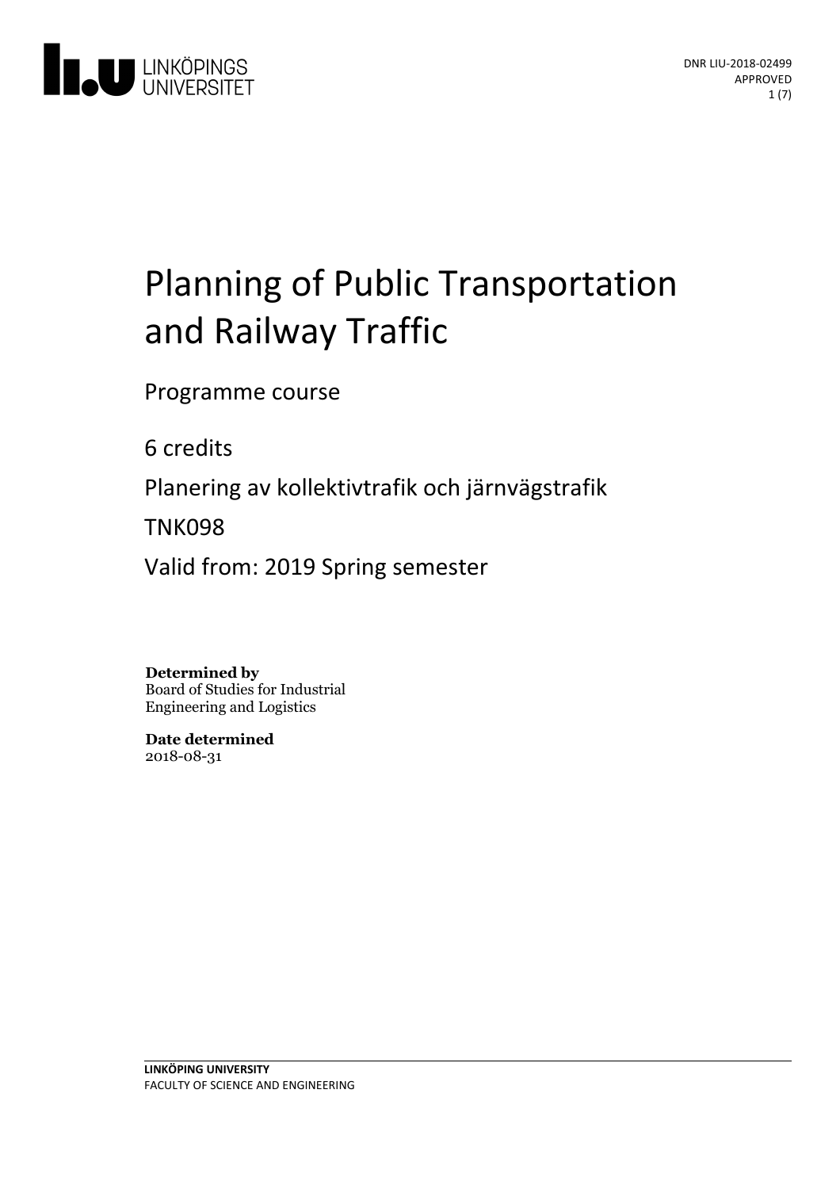DNR LIU-2018-02499
APPROVED

# Planning of Public Transportation and Railway Traffic

Programme course

6 credits

Planering av kollektivtrafik och järnvägstrafik

TNK098

Valid from: 2019 Spring semester

**Determined by**
Board of Studies for Industrial Engineering and Logistics

**Date determined**
2018-08-31

**LINKÖPING UNIVERSITY**
FACULTY OF SCIENCE AND ENGINEERING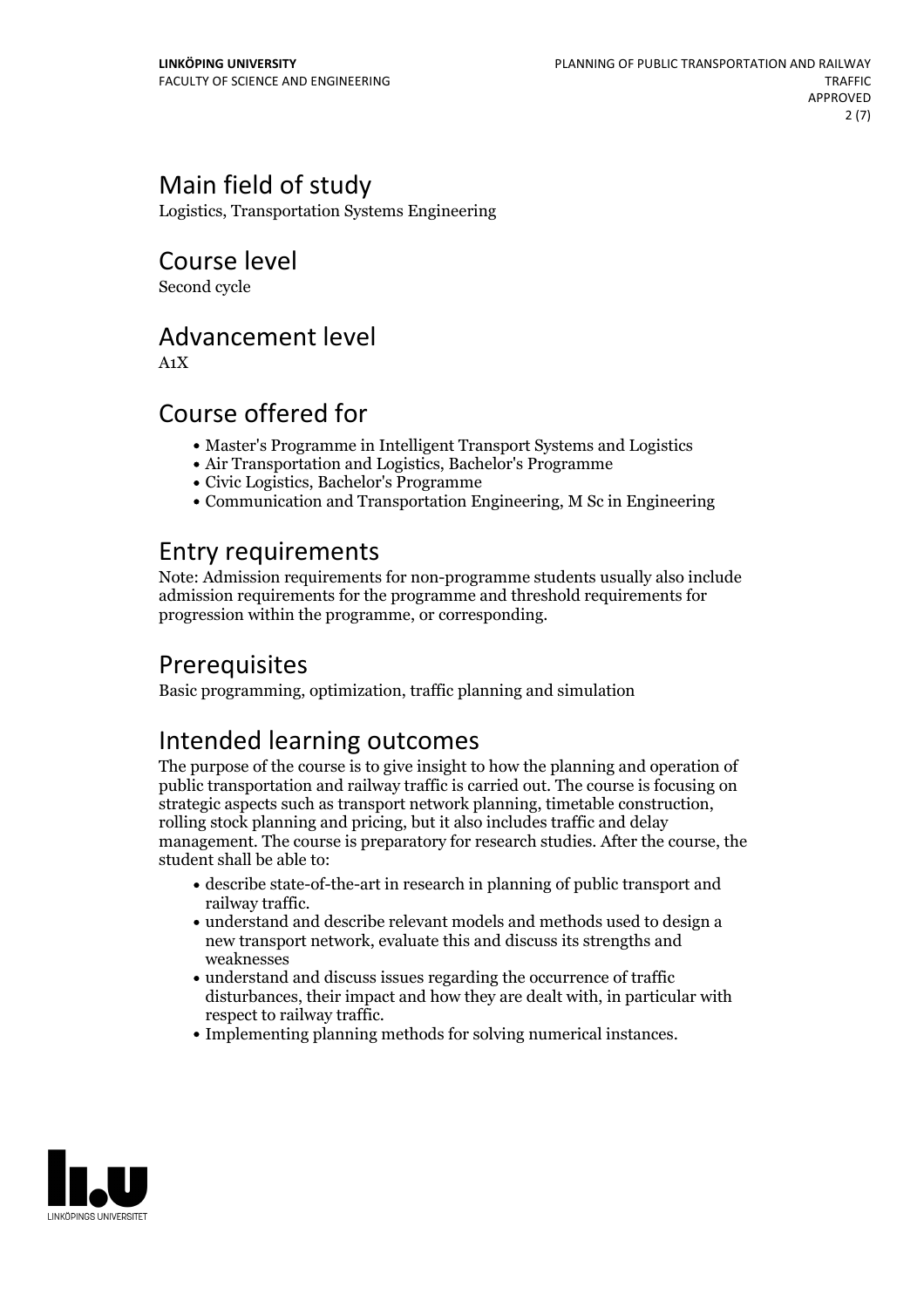## Main field of study

Logistics, Transportation Systems Engineering

## Course level

Second cycle

## Advancement level

A1X

## Course offered for

- Master's Programme in Intelligent Transport Systems and Logistics
- Air Transportation and Logistics, Bachelor's Programme
- Civic Logistics, Bachelor's Programme
- Communication and Transportation Engineering, M Sc in Engineering

## Entry requirements

Note: Admission requirements for non-programme students usually also include admission requirements for the programme and threshold requirements for progression within the programme, or corresponding.

## Prerequisites

Basic programming, optimization, traffic planning and simulation

## Intended learning outcomes

The purpose of the course is to give insight to how the planning and operation of public transportation and railway traffic is carried out. The course is focusing on strategic aspects such as transport network planning, timetable construction, rolling stock planning and pricing, but it also includes traffic and delay management. The course is preparatory for research studies. After the course, the student shall be able to:

- describe state-of-the-art in research in planning of public transport and railway traffic.
- understand and describe relevant models and methods used to design a new transport network, evaluate this and discuss its strengths and weaknesses
- understand and discuss issues regarding the occurrence of traffic disturbances, their impact and how they are dealt with, in particular with respect to railway traffic.
- Implementing planning methods for solving numerical instances.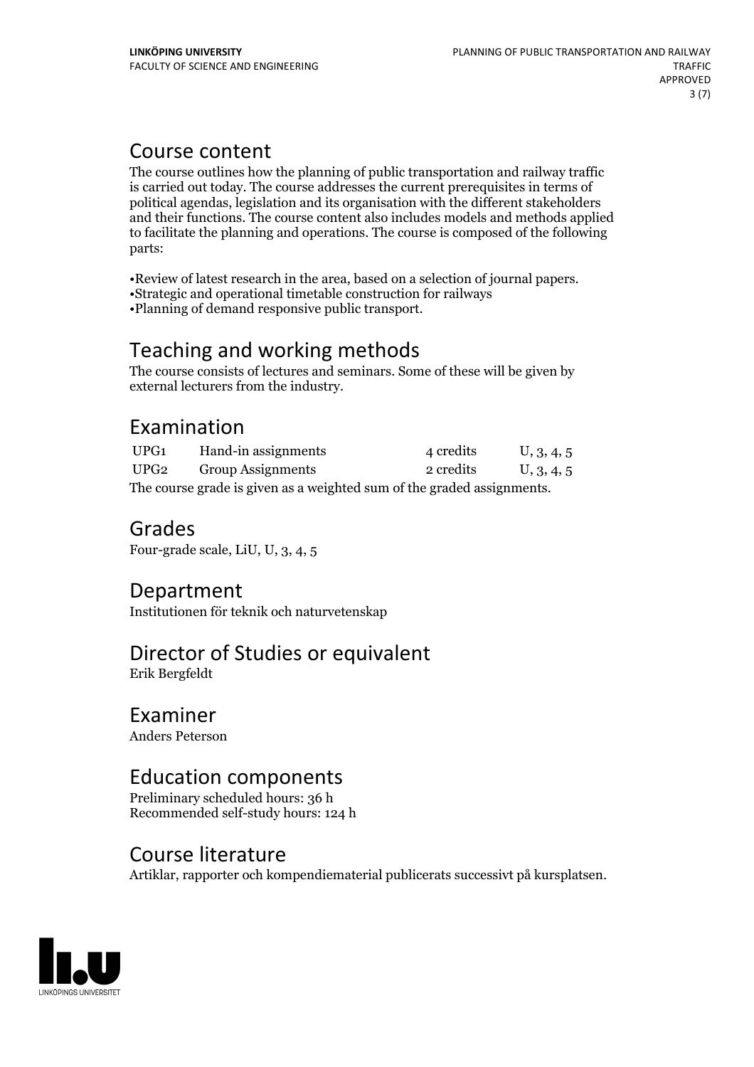## Course content

The course outlines how the planning of public transportation and railway traffic is carried out today. The course addresses the current prerequisites in terms of political agendas, legislation and its organisation with the different stakeholders and their functions. The course content also includes models and methods applied to facilitate the planning and operations. The course is composed of the following parts:

•Review of latest research in the area, based on a selection of journal papers.
•Strategic and operational timetable construction for railways
•Planning of demand responsive public transport.

## Teaching and working methods

The course consists of lectures and seminars. Some of these will be given by external lecturers from the industry.

## Examination

| | | | |
|---|---|---|---|
| UPG1 | Hand-in assignments | 4 credits | U, 3, 4, 5 |
| UPG2 | Group Assignments | 2 credits | U, 3, 4, 5 |

The course grade is given as a weighted sum of the graded assignments.

## Grades

Four-grade scale, LiU, U, 3, 4, 5

## Department

Institutionen för teknik och naturvetenskap

## Director of Studies or equivalent

Erik Bergfeldt

## Examiner

Anders Peterson

## Education components

Preliminary scheduled hours: 36 h
Recommended self-study hours: 124 h

## Course literature

Artiklar, rapporter och kompendiematerial publicerats successivt på kursplatsen.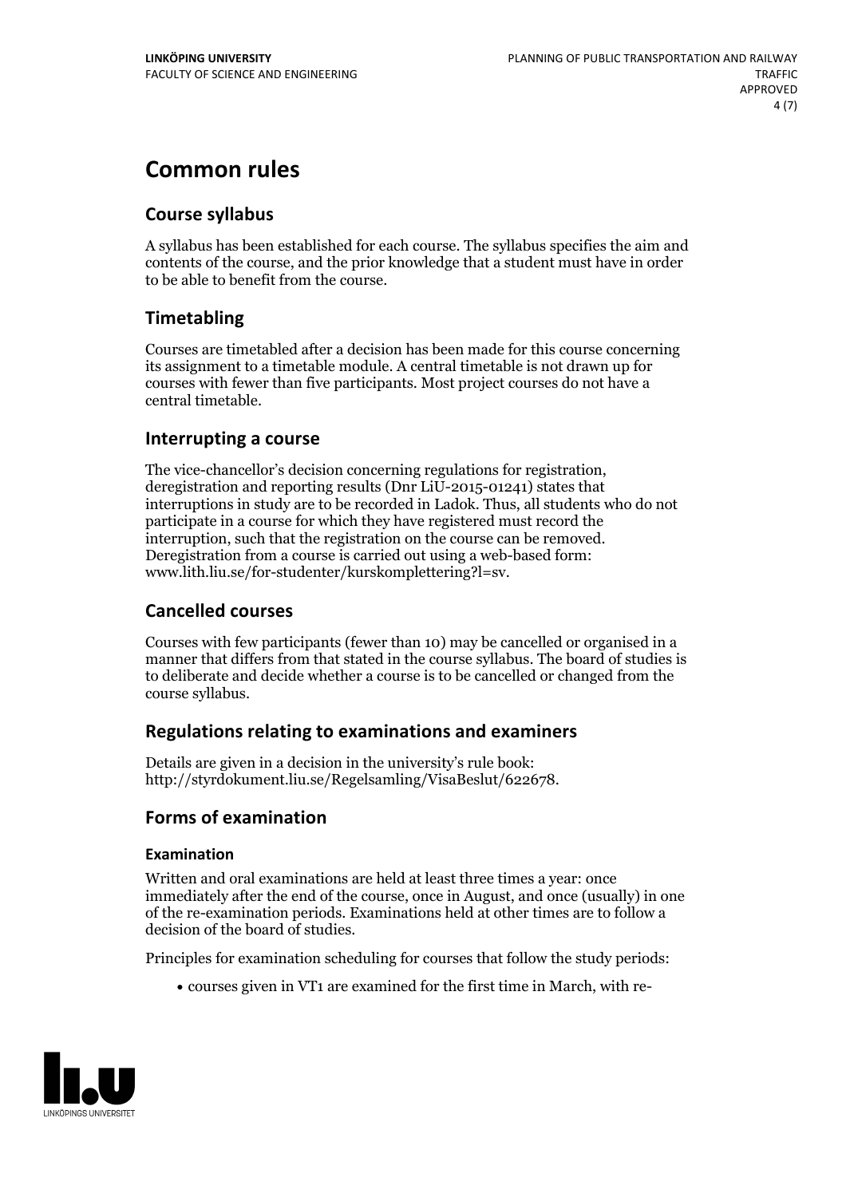# Common rules

## Course syllabus

A syllabus has been established for each course. The syllabus specifies the aim and contents of the course, and the prior knowledge that a student must have in order to be able to benefit from the course.

## Timetabling

Courses are timetabled after a decision has been made for this course concerning its assignment to a timetable module. A central timetable is not drawn up for courses with fewer than five participants. Most project courses do not have a central timetable.

## Interrupting a course

The vice-chancellor's decision concerning regulations for registration, deregistration and reporting results (Dnr LiU-2015-01241) states that interruptions in study are to be recorded in Ladok. Thus, all students who do not participate in a course for which they have registered must record the interruption, such that the registration on the course can be removed. Deregistration from a course is carried out using a web-based form: www.lith.liu.se/for-studenter/kurskomplettering?l=sv.

## Cancelled courses

Courses with few participants (fewer than 10) may be cancelled or organised in a manner that differs from that stated in the course syllabus. The board of studies is to deliberate and decide whether a course is to be cancelled or changed from the course syllabus.

## Regulations relating to examinations and examiners

Details are given in a decision in the university's rule book: http://styrdokument.liu.se/Regelsamling/VisaBeslut/622678.

## Forms of examination

### Examination

Written and oral examinations are held at least three times a year: once immediately after the end of the course, once in August, and once (usually) in one of the re-examination periods. Examinations held at other times are to follow a decision of the board of studies.

Principles for examination scheduling for courses that follow the study periods:

- courses given in VT1 are examined for the first time in March, with re-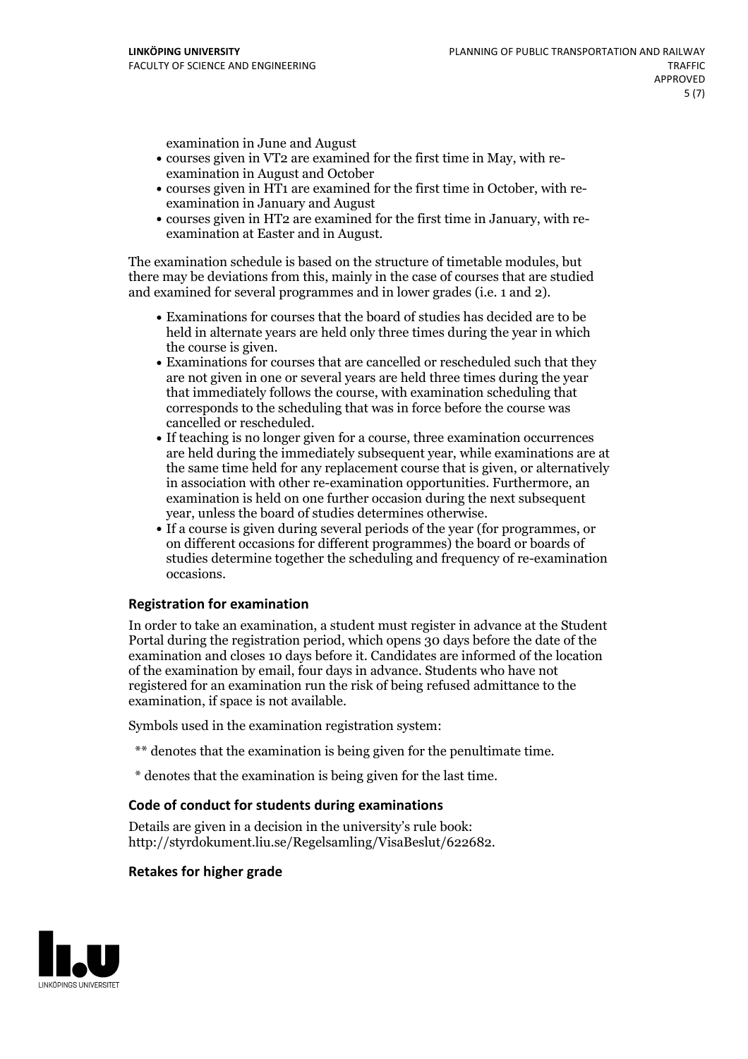examination in June and August

- courses given in VT2 are examined for the first time in May, with re-examination in August and October
- courses given in HT1 are examined for the first time in October, with re-examination in January and August
- courses given in HT2 are examined for the first time in January, with re-examination at Easter and in August.

The examination schedule is based on the structure of timetable modules, but there may be deviations from this, mainly in the case of courses that are studied and examined for several programmes and in lower grades (i.e. 1 and 2).

- Examinations for courses that the board of studies has decided are to be held in alternate years are held only three times during the year in which the course is given.
- Examinations for courses that are cancelled or rescheduled such that they are not given in one or several years are held three times during the year that immediately follows the course, with examination scheduling that corresponds to the scheduling that was in force before the course was cancelled or rescheduled.
- If teaching is no longer given for a course, three examination occurrences are held during the immediately subsequent year, while examinations are at the same time held for any replacement course that is given, or alternatively in association with other re-examination opportunities. Furthermore, an examination is held on one further occasion during the next subsequent year, unless the board of studies determines otherwise.
- If a course is given during several periods of the year (for programmes, or on different occasions for different programmes) the board or boards of studies determine together the scheduling and frequency of re-examination occasions.

### Registration for examination

In order to take an examination, a student must register in advance at the Student Portal during the registration period, which opens 30 days before the date of the examination and closes 10 days before it. Candidates are informed of the location of the examination by email, four days in advance. Students who have not registered for an examination run the risk of being refused admittance to the examination, if space is not available.

Symbols used in the examination registration system:

** denotes that the examination is being given for the penultimate time.

* denotes that the examination is being given for the last time.

### Code of conduct for students during examinations

Details are given in a decision in the university's rule book: http://styrdokument.liu.se/Regelsamling/VisaBeslut/622682.

### Retakes for higher grade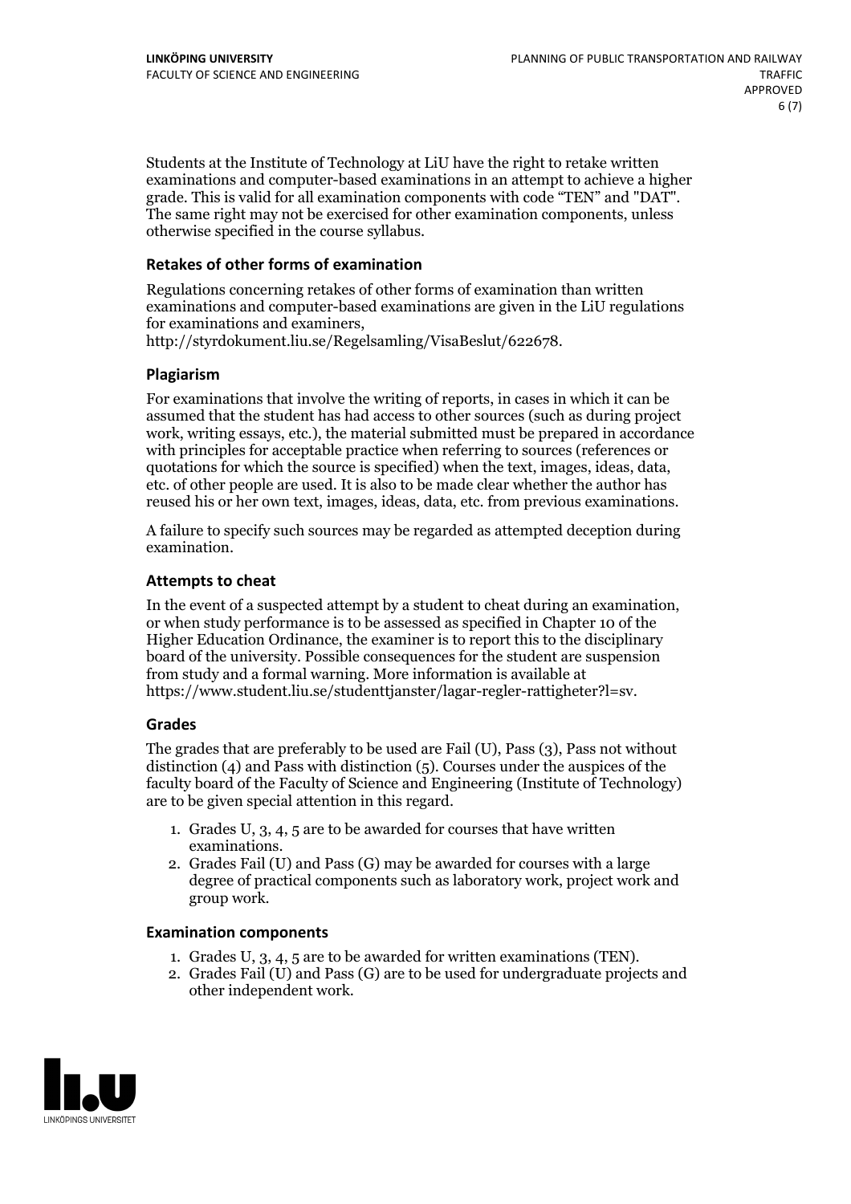Students at the Institute of Technology at LiU have the right to retake written examinations and computer-based examinations in an attempt to achieve a higher grade. This is valid for all examination components with code "TEN" and "DAT". The same right may not be exercised for other examination components, unless otherwise specified in the course syllabus.

### Retakes of other forms of examination

Regulations concerning retakes of other forms of examination than written examinations and computer-based examinations are given in the LiU regulations for examinations and examiners, http://styrdokument.liu.se/Regelsamling/VisaBeslut/622678.

### Plagiarism

For examinations that involve the writing of reports, in cases in which it can be assumed that the student has had access to other sources (such as during project work, writing essays, etc.), the material submitted must be prepared in accordance with principles for acceptable practice when referring to sources (references or quotations for which the source is specified) when the text, images, ideas, data, etc. of other people are used. It is also to be made clear whether the author has reused his or her own text, images, ideas, data, etc. from previous examinations.

A failure to specify such sources may be regarded as attempted deception during examination.

### Attempts to cheat

In the event of a suspected attempt by a student to cheat during an examination, or when study performance is to be assessed as specified in Chapter 10 of the Higher Education Ordinance, the examiner is to report this to the disciplinary board of the university. Possible consequences for the student are suspension from study and a formal warning. More information is available at https://www.student.liu.se/studenttjanster/lagar-regler-rattigheter?l=sv.

### Grades

The grades that are preferably to be used are Fail (U), Pass (3), Pass not without distinction (4) and Pass with distinction (5). Courses under the auspices of the faculty board of the Faculty of Science and Engineering (Institute of Technology) are to be given special attention in this regard.

1. Grades U, 3, 4, 5 are to be awarded for courses that have written examinations.
2. Grades Fail (U) and Pass (G) may be awarded for courses with a large degree of practical components such as laboratory work, project work and group work.

### Examination components

1. Grades U, 3, 4, 5 are to be awarded for written examinations (TEN).
2. Grades Fail (U) and Pass (G) are to be used for undergraduate projects and other independent work.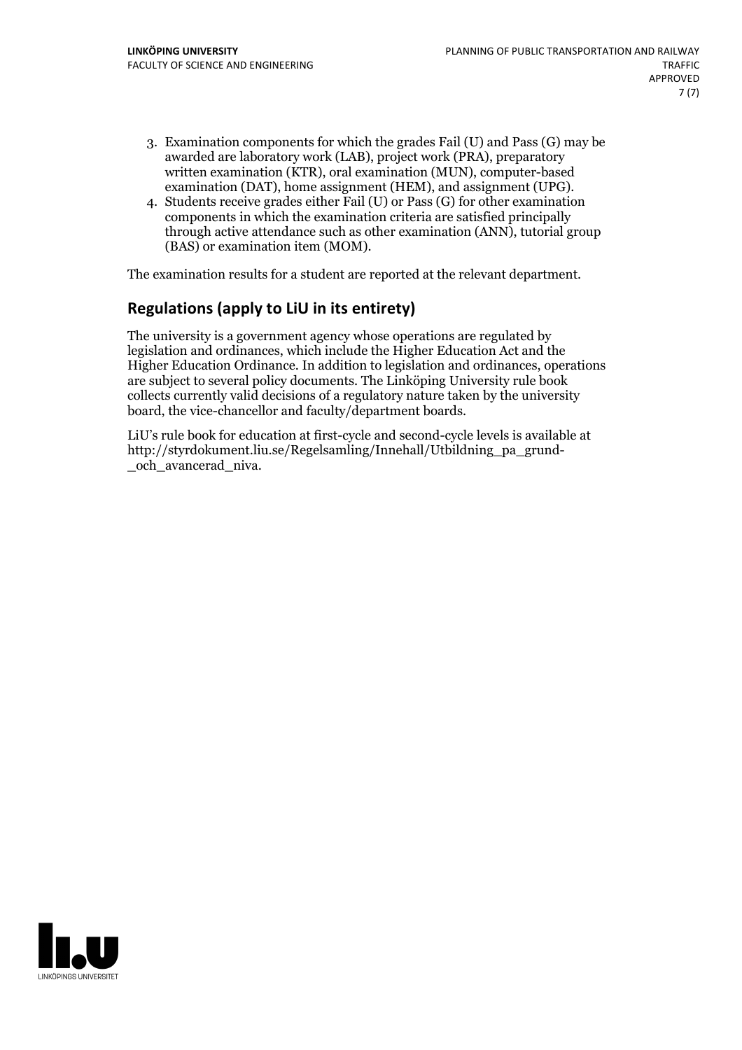3. Examination components for which the grades Fail (U) and Pass (G) may be awarded are laboratory work (LAB), project work (PRA), preparatory written examination (KTR), oral examination (MUN), computer-based examination (DAT), home assignment (HEM), and assignment (UPG).
4. Students receive grades either Fail (U) or Pass (G) for other examination components in which the examination criteria are satisfied principally through active attendance such as other examination (ANN), tutorial group (BAS) or examination item (MOM).

The examination results for a student are reported at the relevant department.

## Regulations (apply to LiU in its entirety)

The university is a government agency whose operations are regulated by legislation and ordinances, which include the Higher Education Act and the Higher Education Ordinance. In addition to legislation and ordinances, operations are subject to several policy documents. The Linköping University rule book collects currently valid decisions of a regulatory nature taken by the university board, the vice-chancellor and faculty/department boards.

LiU's rule book for education at first-cycle and second-cycle levels is available at http://styrdokument.liu.se/Regelsamling/Innehall/Utbildning_pa_grund-_och_avancerad_niva.